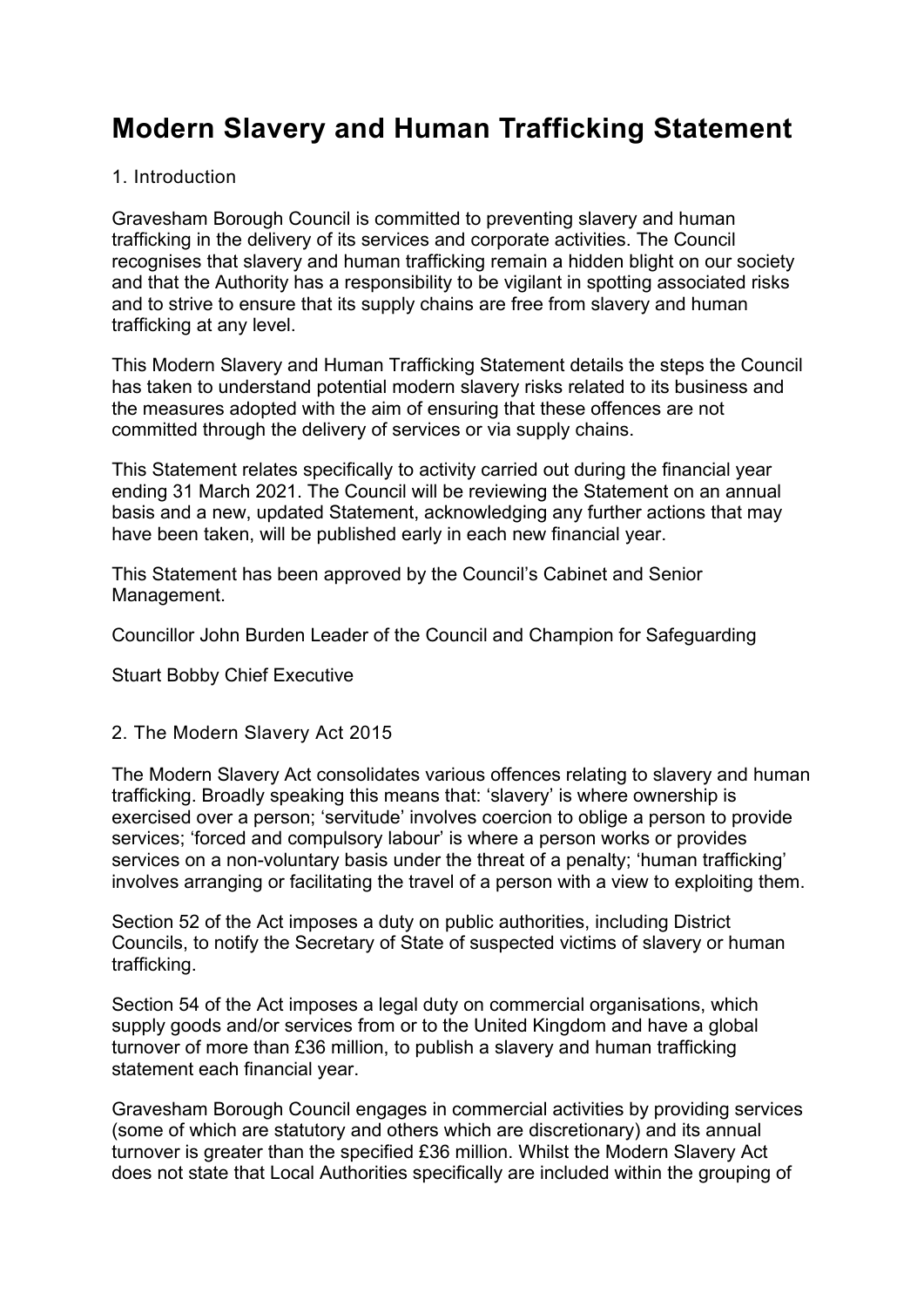# Modern Slavery and Human Trafficking Statement

## 1. Introduction

Gravesham Borough Council is committed to preventing slavery and human trafficking in the delivery of its services and corporate activities. The Council recognises that slavery and human trafficking remain a hidden blight on our society and that the Authority has a responsibility to be vigilant in spotting associated risks and to strive to ensure that its supply chains are free from slavery and human trafficking at any level.

This Modern Slavery and Human Trafficking Statement details the steps the Council has taken to understand potential modern slavery risks related to its business and the measures adopted with the aim of ensuring that these offences are not committed through the delivery of services or via supply chains.

This Statement relates specifically to activity carried out during the financial year ending 31 March 2021. The Council will be reviewing the Statement on an annual basis and a new, updated Statement, acknowledging any further actions that may have been taken, will be published early in each new financial year.

This Statement has been approved by the Council's Cabinet and Senior Management.

Councillor John Burden Leader of the Council and Champion for Safeguarding

Stuart Bobby Chief Executive

## 2. The Modern Slavery Act 2015

The Modern Slavery Act consolidates various offences relating to slavery and human trafficking. Broadly speaking this means that: 'slavery' is where ownership is exercised over a person; 'servitude' involves coercion to oblige a person to provide services; 'forced and compulsory labour' is where a person works or provides services on a non-voluntary basis under the threat of a penalty; 'human trafficking' involves arranging or facilitating the travel of a person with a view to exploiting them.

Section 52 of the Act imposes a duty on public authorities, including District Councils, to notify the Secretary of State of suspected victims of slavery or human trafficking.

Section 54 of the Act imposes a legal duty on commercial organisations, which supply goods and/or services from or to the United Kingdom and have a global turnover of more than £36 million, to publish a slavery and human trafficking statement each financial year.

Gravesham Borough Council engages in commercial activities by providing services (some of which are statutory and others which are discretionary) and its annual turnover is greater than the specified £36 million. Whilst the Modern Slavery Act does not state that Local Authorities specifically are included within the grouping of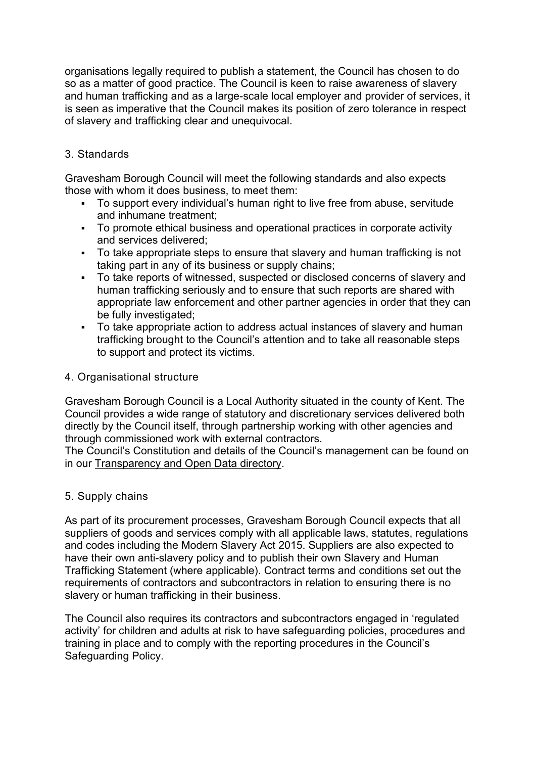organisations legally required to publish a statement, the Council has chosen to do so as a matter of good practice. The Council is keen to raise awareness of slavery and human trafficking and as a large-scale local employer and provider of services, it is seen as imperative that the Council makes its position of zero tolerance in respect of slavery and trafficking clear and unequivocal.

## 3. Standards

Gravesham Borough Council will meet the following standards and also expects those with whom it does business, to meet them:

- To support every individual's human right to live free from abuse, servitude and inhumane treatment;
- To promote ethical business and operational practices in corporate activity and services delivered;
- To take appropriate steps to ensure that slavery and human trafficking is not taking part in any of its business or supply chains;
- To take reports of witnessed, suspected or disclosed concerns of slavery and human trafficking seriously and to ensure that such reports are shared with appropriate law enforcement and other partner agencies in order that they can be fully investigated;
- To take appropriate action to address actual instances of slavery and human trafficking brought to the Council's attention and to take all reasonable steps to support and protect its victims.

## 4. Organisational structure

Gravesham Borough Council is a Local Authority situated in the county of Kent. The Council provides a wide range of statutory and discretionary services delivered both directly by the Council itself, through partnership working with other agencies and through commissioned work with external contractors.
The Council's Constitution and details of the Council's management can be found on in our Transparency and Open Data directory.

## 5. Supply chains

As part of its procurement processes, Gravesham Borough Council expects that all suppliers of goods and services comply with all applicable laws, statutes, regulations and codes including the Modern Slavery Act 2015. Suppliers are also expected to have their own anti-slavery policy and to publish their own Slavery and Human Trafficking Statement (where applicable). Contract terms and conditions set out the requirements of contractors and subcontractors in relation to ensuring there is no slavery or human trafficking in their business.

The Council also requires its contractors and subcontractors engaged in 'regulated activity' for children and adults at risk to have safeguarding policies, procedures and training in place and to comply with the reporting procedures in the Council's Safeguarding Policy.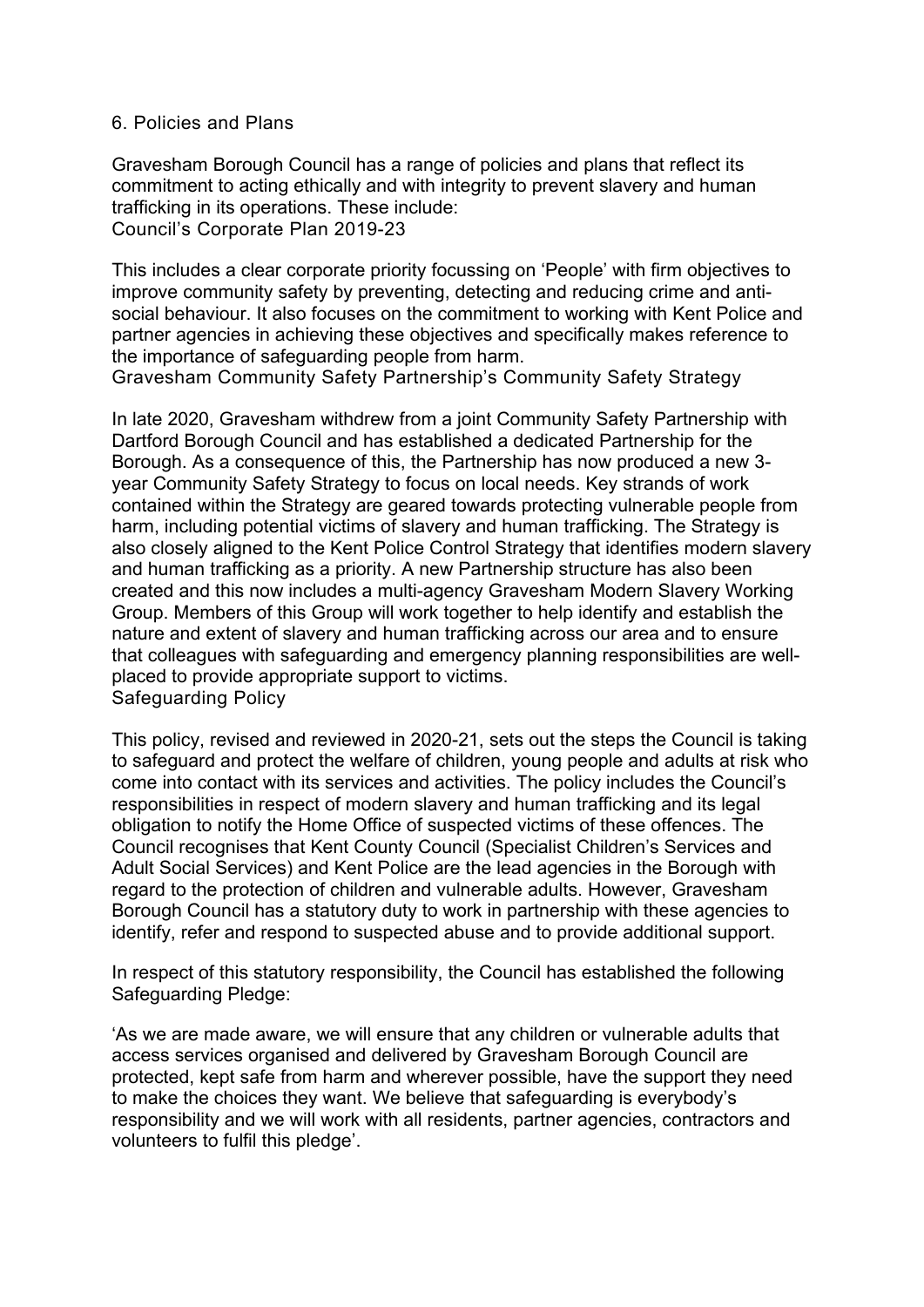## 6. Policies and Plans

Gravesham Borough Council has a range of policies and plans that reflect its commitment to acting ethically and with integrity to prevent slavery and human trafficking in its operations. These include:

### Council's Corporate Plan 2019-23

This includes a clear corporate priority focussing on 'People' with firm objectives to improve community safety by preventing, detecting and reducing crime and anti-social behaviour. It also focuses on the commitment to working with Kent Police and partner agencies in achieving these objectives and specifically makes reference to the importance of safeguarding people from harm.

### Gravesham Community Safety Partnership's Community Safety Strategy

In late 2020, Gravesham withdrew from a joint Community Safety Partnership with Dartford Borough Council and has established a dedicated Partnership for the Borough. As a consequence of this, the Partnership has now produced a new 3-year Community Safety Strategy to focus on local needs. Key strands of work contained within the Strategy are geared towards protecting vulnerable people from harm, including potential victims of slavery and human trafficking. The Strategy is also closely aligned to the Kent Police Control Strategy that identifies modern slavery and human trafficking as a priority. A new Partnership structure has also been created and this now includes a multi-agency Gravesham Modern Slavery Working Group. Members of this Group will work together to help identify and establish the nature and extent of slavery and human trafficking across our area and to ensure that colleagues with safeguarding and emergency planning responsibilities are well-placed to provide appropriate support to victims.

### Safeguarding Policy

This policy, revised and reviewed in 2020-21, sets out the steps the Council is taking to safeguard and protect the welfare of children, young people and adults at risk who come into contact with its services and activities. The policy includes the Council's responsibilities in respect of modern slavery and human trafficking and its legal obligation to notify the Home Office of suspected victims of these offences. The Council recognises that Kent County Council (Specialist Children's Services and Adult Social Services) and Kent Police are the lead agencies in the Borough with regard to the protection of children and vulnerable adults. However, Gravesham Borough Council has a statutory duty to work in partnership with these agencies to identify, refer and respond to suspected abuse and to provide additional support.

In respect of this statutory responsibility, the Council has established the following Safeguarding Pledge:

'As we are made aware, we will ensure that any children or vulnerable adults that access services organised and delivered by Gravesham Borough Council are protected, kept safe from harm and wherever possible, have the support they need to make the choices they want. We believe that safeguarding is everybody's responsibility and we will work with all residents, partner agencies, contractors and volunteers to fulfil this pledge'.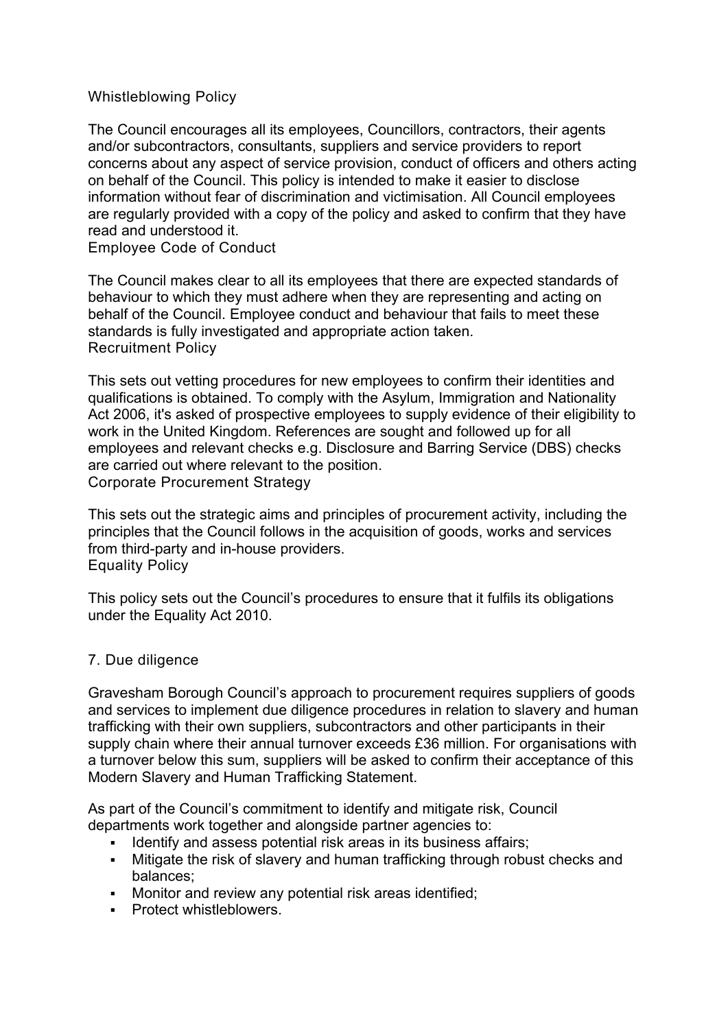### Whistleblowing Policy

The Council encourages all its employees, Councillors, contractors, their agents and/or subcontractors, consultants, suppliers and service providers to report concerns about any aspect of service provision, conduct of officers and others acting on behalf of the Council. This policy is intended to make it easier to disclose information without fear of discrimination and victimisation. All Council employees are regularly provided with a copy of the policy and asked to confirm that they have read and understood it.

### Employee Code of Conduct

The Council makes clear to all its employees that there are expected standards of behaviour to which they must adhere when they are representing and acting on behalf of the Council. Employee conduct and behaviour that fails to meet these standards is fully investigated and appropriate action taken.

### Recruitment Policy

This sets out vetting procedures for new employees to confirm their identities and qualifications is obtained. To comply with the Asylum, Immigration and Nationality Act 2006, it's asked of prospective employees to supply evidence of their eligibility to work in the United Kingdom. References are sought and followed up for all employees and relevant checks e.g. Disclosure and Barring Service (DBS) checks are carried out where relevant to the position.

### Corporate Procurement Strategy

This sets out the strategic aims and principles of procurement activity, including the principles that the Council follows in the acquisition of goods, works and services from third-party and in-house providers.

### Equality Policy

This policy sets out the Council's procedures to ensure that it fulfils its obligations under the Equality Act 2010.

## 7. Due diligence

Gravesham Borough Council's approach to procurement requires suppliers of goods and services to implement due diligence procedures in relation to slavery and human trafficking with their own suppliers, subcontractors and other participants in their supply chain where their annual turnover exceeds £36 million. For organisations with a turnover below this sum, suppliers will be asked to confirm their acceptance of this Modern Slavery and Human Trafficking Statement.

As part of the Council's commitment to identify and mitigate risk, Council departments work together and alongside partner agencies to:

- Identify and assess potential risk areas in its business affairs;
- Mitigate the risk of slavery and human trafficking through robust checks and balances;
- Monitor and review any potential risk areas identified;
- Protect whistleblowers.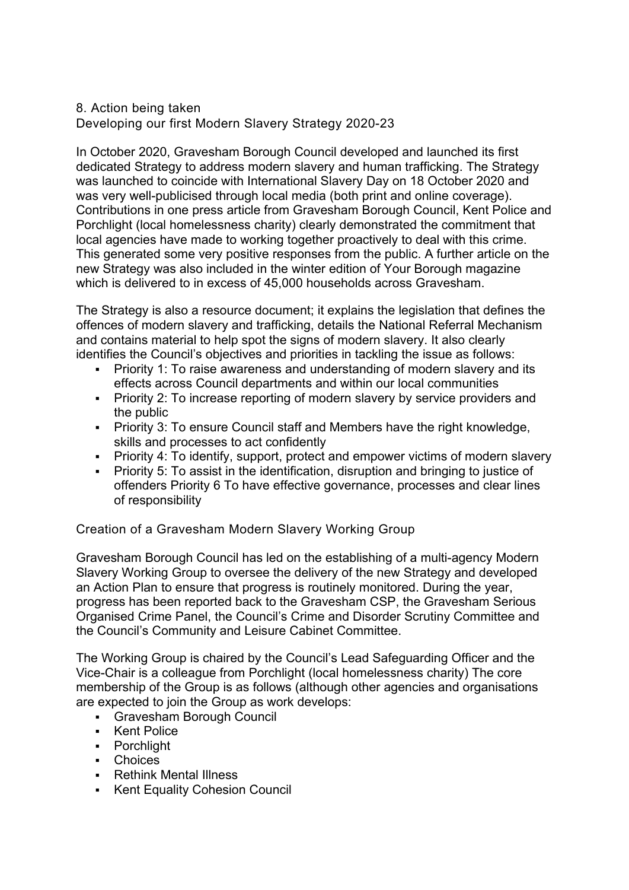## 8. Action being taken

### Developing our first Modern Slavery Strategy 2020-23

In October 2020, Gravesham Borough Council developed and launched its first dedicated Strategy to address modern slavery and human trafficking. The Strategy was launched to coincide with International Slavery Day on 18 October 2020 and was very well-publicised through local media (both print and online coverage). Contributions in one press article from Gravesham Borough Council, Kent Police and Porchlight (local homelessness charity) clearly demonstrated the commitment that local agencies have made to working together proactively to deal with this crime. This generated some very positive responses from the public. A further article on the new Strategy was also included in the winter edition of Your Borough magazine which is delivered to in excess of 45,000 households across Gravesham.

The Strategy is also a resource document; it explains the legislation that defines the offences of modern slavery and trafficking, details the National Referral Mechanism and contains material to help spot the signs of modern slavery. It also clearly identifies the Council's objectives and priorities in tackling the issue as follows:

- Priority 1: To raise awareness and understanding of modern slavery and its effects across Council departments and within our local communities
- Priority 2: To increase reporting of modern slavery by service providers and the public
- Priority 3: To ensure Council staff and Members have the right knowledge, skills and processes to act confidently
- Priority 4: To identify, support, protect and empower victims of modern slavery
- Priority 5: To assist in the identification, disruption and bringing to justice of offenders Priority 6 To have effective governance, processes and clear lines of responsibility

### Creation of a Gravesham Modern Slavery Working Group

Gravesham Borough Council has led on the establishing of a multi-agency Modern Slavery Working Group to oversee the delivery of the new Strategy and developed an Action Plan to ensure that progress is routinely monitored. During the year, progress has been reported back to the Gravesham CSP, the Gravesham Serious Organised Crime Panel, the Council's Crime and Disorder Scrutiny Committee and the Council's Community and Leisure Cabinet Committee.

The Working Group is chaired by the Council's Lead Safeguarding Officer and the Vice-Chair is a colleague from Porchlight (local homelessness charity) The core membership of the Group is as follows (although other agencies and organisations are expected to join the Group as work develops:

- Gravesham Borough Council
- Kent Police
- Porchlight
- Choices
- Rethink Mental Illness
- Kent Equality Cohesion Council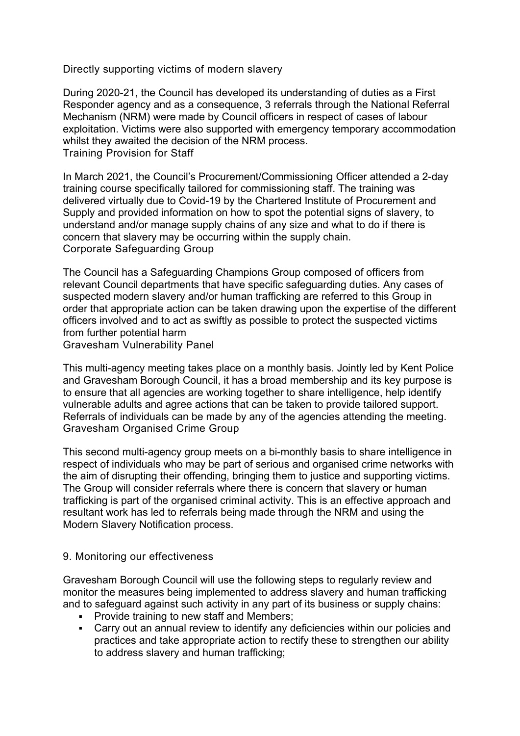### Directly supporting victims of modern slavery

During 2020-21, the Council has developed its understanding of duties as a First Responder agency and as a consequence, 3 referrals through the National Referral Mechanism (NRM) were made by Council officers in respect of cases of labour exploitation. Victims were also supported with emergency temporary accommodation whilst they awaited the decision of the NRM process.

### Training Provision for Staff

In March 2021, the Council's Procurement/Commissioning Officer attended a 2-day training course specifically tailored for commissioning staff. The training was delivered virtually due to Covid-19 by the Chartered Institute of Procurement and Supply and provided information on how to spot the potential signs of slavery, to understand and/or manage supply chains of any size and what to do if there is concern that slavery may be occurring within the supply chain.

### Corporate Safeguarding Group

The Council has a Safeguarding Champions Group composed of officers from relevant Council departments that have specific safeguarding duties. Any cases of suspected modern slavery and/or human trafficking are referred to this Group in order that appropriate action can be taken drawing upon the expertise of the different officers involved and to act as swiftly as possible to protect the suspected victims from further potential harm

### Gravesham Vulnerability Panel

This multi-agency meeting takes place on a monthly basis. Jointly led by Kent Police and Gravesham Borough Council, it has a broad membership and its key purpose is to ensure that all agencies are working together to share intelligence, help identify vulnerable adults and agree actions that can be taken to provide tailored support. Referrals of individuals can be made by any of the agencies attending the meeting.

### Gravesham Organised Crime Group

This second multi-agency group meets on a bi-monthly basis to share intelligence in respect of individuals who may be part of serious and organised crime networks with the aim of disrupting their offending, bringing them to justice and supporting victims. The Group will consider referrals where there is concern that slavery or human trafficking is part of the organised criminal activity. This is an effective approach and resultant work has led to referrals being made through the NRM and using the Modern Slavery Notification process.

## 9. Monitoring our effectiveness

Gravesham Borough Council will use the following steps to regularly review and monitor the measures being implemented to address slavery and human trafficking and to safeguard against such activity in any part of its business or supply chains:

- Provide training to new staff and Members;
- Carry out an annual review to identify any deficiencies within our policies and practices and take appropriate action to rectify these to strengthen our ability to address slavery and human trafficking;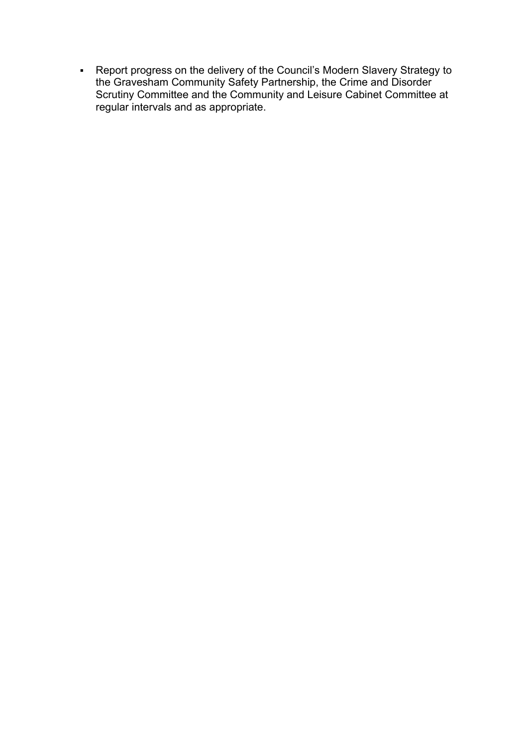- Report progress on the delivery of the Council's Modern Slavery Strategy to the Gravesham Community Safety Partnership, the Crime and Disorder Scrutiny Committee and the Community and Leisure Cabinet Committee at regular intervals and as appropriate.